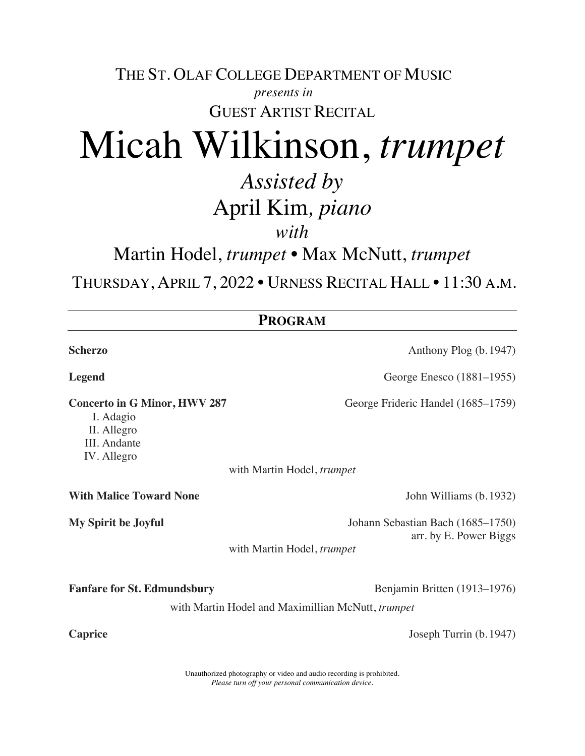THE ST. OLAF COLLEGE DEPARTMENT OF MUSIC

*presents in*

GUEST ARTIST RECITAL

# Micah Wilkinson, *trumpet*

## *Assisted by*

## April Kim, *piano*

*with*

Martin Hodel, *trumpet* • Max McNutt, *trumpet*

THURSDAY, APRIL 7, 2022 • URNESS RECITAL HALL • 11:30 A.M.

---

## PROGRAM

---

**Scherzo** — Anthony Plog (b. 1947)

**Legend** — George Enesco (1881–1955)

**Concerto in G Minor, HWV 287** — George Frideric Handel (1685–1759)

I. Adagio
II. Allegro
III. Andante
IV. Allegro

with Martin Hodel, *trumpet*

**With Malice Toward None** — John Williams (b. 1932)

**My Spirit be Joyful** — Johann Sebastian Bach (1685–1750)
arr. by E. Power Biggs

with Martin Hodel, *trumpet*

**Fanfare for St. Edmundsbury** — Benjamin Britten (1913–1976)

with Martin Hodel and Maximillian McNutt, *trumpet*

**Caprice** — Joseph Turrin (b. 1947)

Unauthorized photography or video and audio recording is prohibited.
*Please turn off your personal communication device.*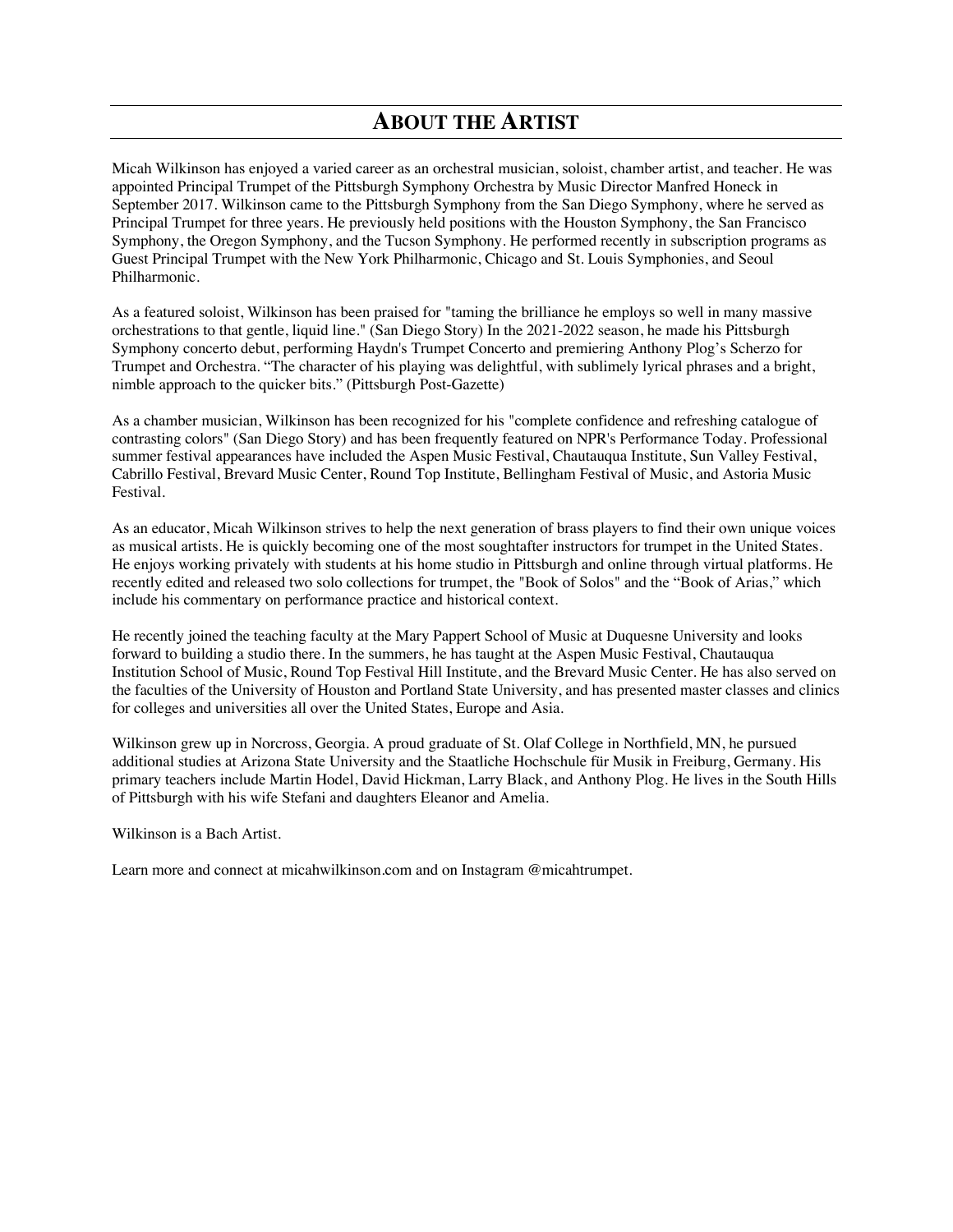# ABOUT THE ARTIST

Micah Wilkinson has enjoyed a varied career as an orchestral musician, soloist, chamber artist, and teacher. He was appointed Principal Trumpet of the Pittsburgh Symphony Orchestra by Music Director Manfred Honeck in September 2017. Wilkinson came to the Pittsburgh Symphony from the San Diego Symphony, where he served as Principal Trumpet for three years. He previously held positions with the Houston Symphony, the San Francisco Symphony, the Oregon Symphony, and the Tucson Symphony. He performed recently in subscription programs as Guest Principal Trumpet with the New York Philharmonic, Chicago and St. Louis Symphonies, and Seoul Philharmonic.

As a featured soloist, Wilkinson has been praised for "taming the brilliance he employs so well in many massive orchestrations to that gentle, liquid line." (San Diego Story) In the 2021-2022 season, he made his Pittsburgh Symphony concerto debut, performing Haydn's Trumpet Concerto and premiering Anthony Plog's Scherzo for Trumpet and Orchestra. "The character of his playing was delightful, with sublimely lyrical phrases and a bright, nimble approach to the quicker bits." (Pittsburgh Post-Gazette)

As a chamber musician, Wilkinson has been recognized for his "complete confidence and refreshing catalogue of contrasting colors" (San Diego Story) and has been frequently featured on NPR's Performance Today. Professional summer festival appearances have included the Aspen Music Festival, Chautauqua Institute, Sun Valley Festival, Cabrillo Festival, Brevard Music Center, Round Top Institute, Bellingham Festival of Music, and Astoria Music Festival.

As an educator, Micah Wilkinson strives to help the next generation of brass players to find their own unique voices as musical artists. He is quickly becoming one of the most soughtafter instructors for trumpet in the United States. He enjoys working privately with students at his home studio in Pittsburgh and online through virtual platforms. He recently edited and released two solo collections for trumpet, the "Book of Solos" and the "Book of Arias," which include his commentary on performance practice and historical context.

He recently joined the teaching faculty at the Mary Pappert School of Music at Duquesne University and looks forward to building a studio there. In the summers, he has taught at the Aspen Music Festival, Chautauqua Institution School of Music, Round Top Festival Hill Institute, and the Brevard Music Center. He has also served on the faculties of the University of Houston and Portland State University, and has presented master classes and clinics for colleges and universities all over the United States, Europe and Asia.

Wilkinson grew up in Norcross, Georgia. A proud graduate of St. Olaf College in Northfield, MN, he pursued additional studies at Arizona State University and the Staatliche Hochschule für Musik in Freiburg, Germany. His primary teachers include Martin Hodel, David Hickman, Larry Black, and Anthony Plog. He lives in the South Hills of Pittsburgh with his wife Stefani and daughters Eleanor and Amelia.

Wilkinson is a Bach Artist.

Learn more and connect at micahwilkinson.com and on Instagram @micahtrumpet.